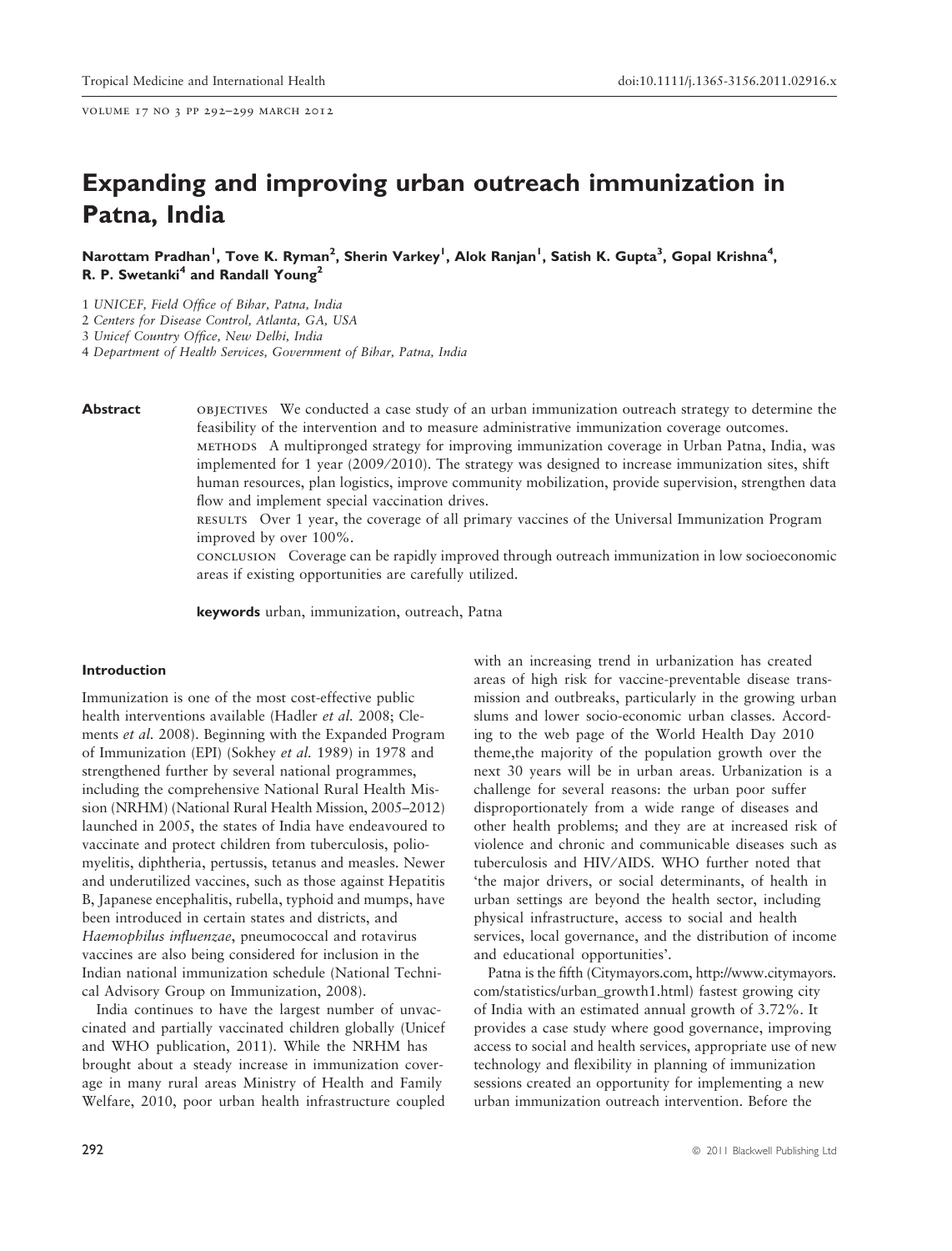# Expanding and improving urban outreach immunization in Patna, India

**Narottam Pradhan[1], Tove K. Ryman[2], Sherin Varkey[1], Alok Ranjan[1], Satish K. Gupta[3], Gopal Krishna[4], R. P. Swetanki[4] and Randall Young[2]**

1 *UNICEF, Field Office of Bihar, Patna, India*
2 *Centers for Disease Control, Atlanta, GA, USA*
3 *Unicef Country Office, New Delhi, India*
4 *Department of Health Services, Government of Bihar, Patna, India*

**Abstract**

OBJECTIVES We conducted a case study of an urban immunization outreach strategy to determine the feasibility of the intervention and to measure administrative immunization coverage outcomes.

METHODS A multipronged strategy for improving immunization coverage in Urban Patna, India, was implemented for 1 year (2009/2010). The strategy was designed to increase immunization sites, shift human resources, plan logistics, improve community mobilization, provide supervision, strengthen data flow and implement special vaccination drives.

RESULTS Over 1 year, the coverage of all primary vaccines of the Universal Immunization Program improved by over 100%.

CONCLUSION Coverage can be rapidly improved through outreach immunization in low socioeconomic areas if existing opportunities are carefully utilized.

**keywords** urban, immunization, outreach, Patna

## Introduction

Immunization is one of the most cost-effective public health interventions available (Hadler *et al.* 2008; Clements *et al.* 2008). Beginning with the Expanded Program of Immunization (EPI) (Sokhey *et al.* 1989) in 1978 and strengthened further by several national programmes, including the comprehensive National Rural Health Mission (NRHM) (National Rural Health Mission, 2005–2012) launched in 2005, the states of India have endeavoured to vaccinate and protect children from tuberculosis, poliomyelitis, diphtheria, pertussis, tetanus and measles. Newer and underutilized vaccines, such as those against Hepatitis B, Japanese encephalitis, rubella, typhoid and mumps, have been introduced in certain states and districts, and *Haemophilus influenzae*, pneumococcal and rotavirus vaccines are also being considered for inclusion in the Indian national immunization schedule (National Technical Advisory Group on Immunization, 2008).

India continues to have the largest number of unvaccinated and partially vaccinated children globally (Unicef and WHO publication, 2011). While the NRHM has brought about a steady increase in immunization coverage in many rural areas Ministry of Health and Family Welfare, 2010, poor urban health infrastructure coupled with an increasing trend in urbanization has created areas of high risk for vaccine-preventable disease transmission and outbreaks, particularly in the growing urban slums and lower socio-economic urban classes. According to the web page of the World Health Day 2010 theme,the majority of the population growth over the next 30 years will be in urban areas. Urbanization is a challenge for several reasons: the urban poor suffer disproportionately from a wide range of diseases and other health problems; and they are at increased risk of violence and chronic and communicable diseases such as tuberculosis and HIV/AIDS. WHO further noted that 'the major drivers, or social determinants, of health in urban settings are beyond the health sector, including physical infrastructure, access to social and health services, local governance, and the distribution of income and educational opportunities'.

Patna is the fifth (Citymayors.com, http://www.citymayors.com/statistics/urban_growth1.html) fastest growing city of India with an estimated annual growth of 3.72%. It provides a case study where good governance, improving access to social and health services, appropriate use of new technology and flexibility in planning of immunization sessions created an opportunity for implementing a new urban immunization outreach intervention. Before the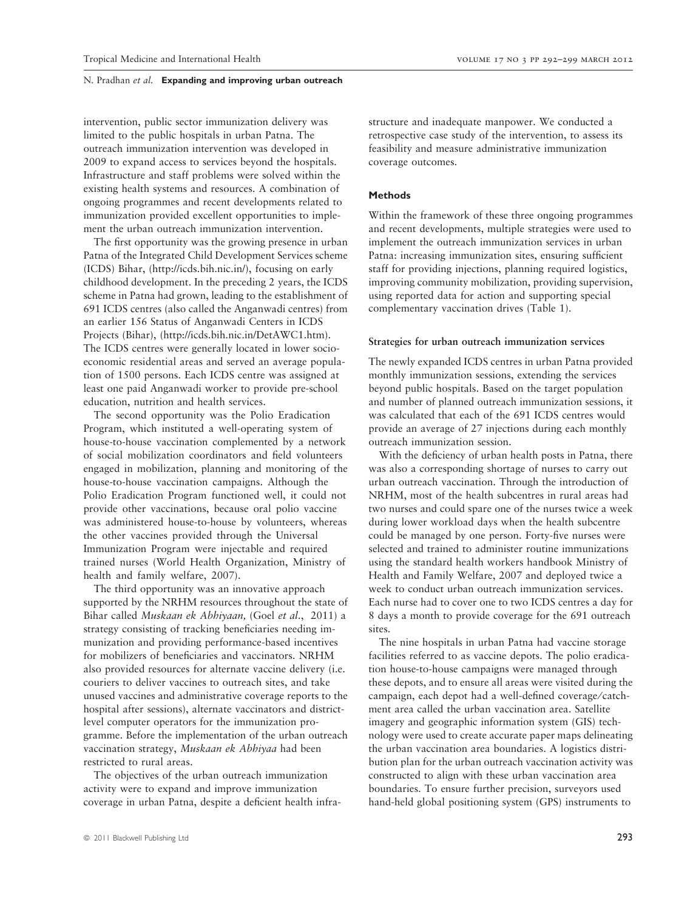intervention, public sector immunization delivery was limited to the public hospitals in urban Patna. The outreach immunization intervention was developed in 2009 to expand access to services beyond the hospitals. Infrastructure and staff problems were solved within the existing health systems and resources. A combination of ongoing programmes and recent developments related to immunization provided excellent opportunities to implement the urban outreach immunization intervention.

The first opportunity was the growing presence in urban Patna of the Integrated Child Development Services scheme (ICDS) Bihar, (http://icds.bih.nic.in/), focusing on early childhood development. In the preceding 2 years, the ICDS scheme in Patna had grown, leading to the establishment of 691 ICDS centres (also called the Anganwadi centres) from an earlier 156 Status of Anganwadi Centers in ICDS Projects (Bihar), (http://icds.bih.nic.in/DetAWC1.htm). The ICDS centres were generally located in lower socio-economic residential areas and served an average population of 1500 persons. Each ICDS centre was assigned at least one paid Anganwadi worker to provide pre-school education, nutrition and health services.

The second opportunity was the Polio Eradication Program, which instituted a well-operating system of house-to-house vaccination complemented by a network of social mobilization coordinators and field volunteers engaged in mobilization, planning and monitoring of the house-to-house vaccination campaigns. Although the Polio Eradication Program functioned well, it could not provide other vaccinations, because oral polio vaccine was administered house-to-house by volunteers, whereas the other vaccines provided through the Universal Immunization Program were injectable and required trained nurses (World Health Organization, Ministry of health and family welfare, 2007).

The third opportunity was an innovative approach supported by the NRHM resources throughout the state of Bihar called *Muskaan ek Abhiyaan,* (Goel *et al*., 2011) a strategy consisting of tracking beneficiaries needing immunization and providing performance-based incentives for mobilizers of beneficiaries and vaccinators. NRHM also provided resources for alternate vaccine delivery (i.e. couriers to deliver vaccines to outreach sites, and take unused vaccines and administrative coverage reports to the hospital after sessions), alternate vaccinators and district-level computer operators for the immunization programme. Before the implementation of the urban outreach vaccination strategy, *Muskaan ek Abhiyaa* had been restricted to rural areas.

The objectives of the urban outreach immunization activity were to expand and improve immunization coverage in urban Patna, despite a deficient health infrastructure and inadequate manpower. We conducted a retrospective case study of the intervention, to assess its feasibility and measure administrative immunization coverage outcomes.

## Methods

Within the framework of these three ongoing programmes and recent developments, multiple strategies were used to implement the outreach immunization services in urban Patna: increasing immunization sites, ensuring sufficient staff for providing injections, planning required logistics, improving community mobilization, providing supervision, using reported data for action and supporting special complementary vaccination drives (Table 1).

### Strategies for urban outreach immunization services

The newly expanded ICDS centres in urban Patna provided monthly immunization sessions, extending the services beyond public hospitals. Based on the target population and number of planned outreach immunization sessions, it was calculated that each of the 691 ICDS centres would provide an average of 27 injections during each monthly outreach immunization session.

With the deficiency of urban health posts in Patna, there was also a corresponding shortage of nurses to carry out urban outreach vaccination. Through the introduction of NRHM, most of the health subcentres in rural areas had two nurses and could spare one of the nurses twice a week during lower workload days when the health subcentre could be managed by one person. Forty-five nurses were selected and trained to administer routine immunizations using the standard health workers handbook Ministry of Health and Family Welfare, 2007 and deployed twice a week to conduct urban outreach immunization services. Each nurse had to cover one to two ICDS centres a day for 8 days a month to provide coverage for the 691 outreach sites.

The nine hospitals in urban Patna had vaccine storage facilities referred to as vaccine depots. The polio eradication house-to-house campaigns were managed through these depots, and to ensure all areas were visited during the campaign, each depot had a well-defined coverage/catchment area called the urban vaccination area. Satellite imagery and geographic information system (GIS) technology were used to create accurate paper maps delineating the urban vaccination area boundaries. A logistics distribution plan for the urban outreach vaccination activity was constructed to align with these urban vaccination area boundaries. To ensure further precision, surveyors used hand-held global positioning system (GPS) instruments to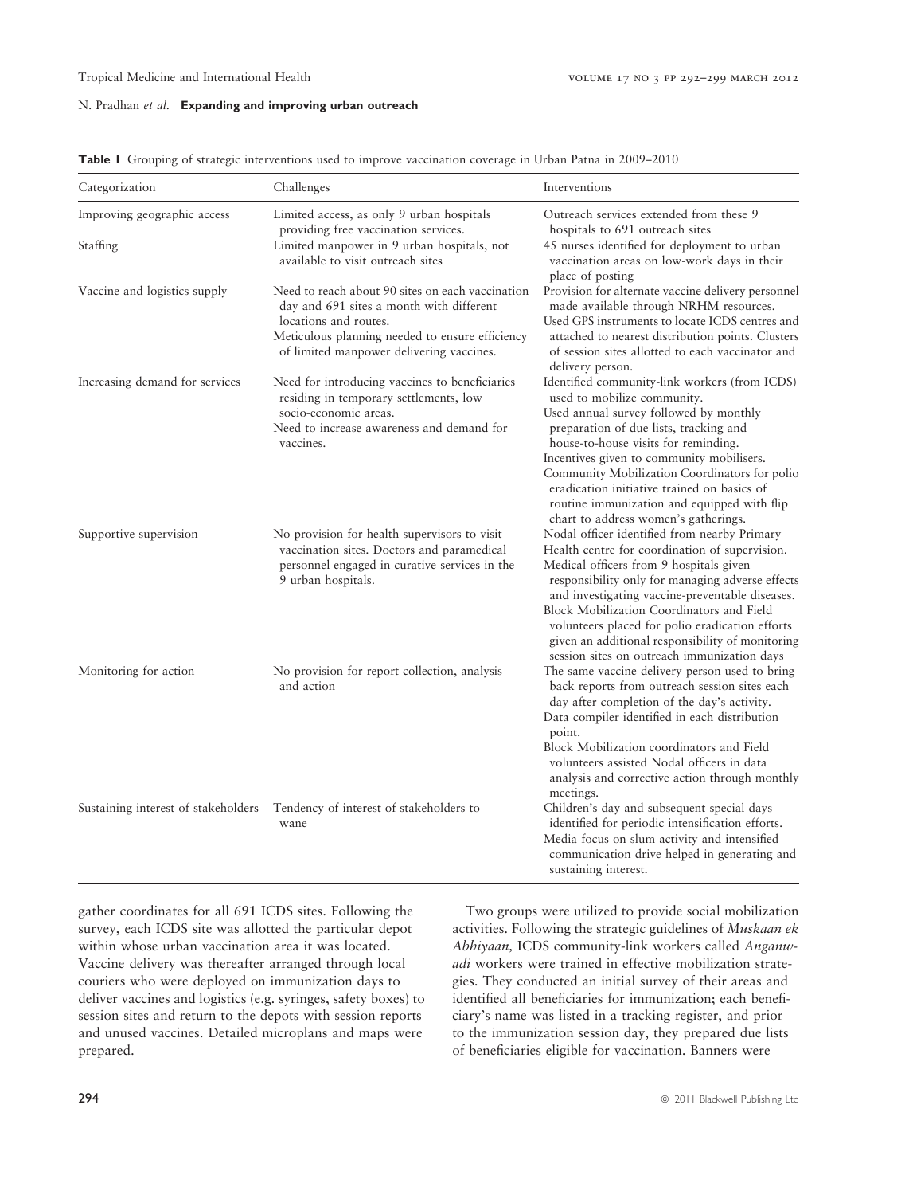**Table 1** Grouping of strategic interventions used to improve vaccination coverage in Urban Patna in 2009–2010

| Categorization | Challenges | Interventions |
|---|---|---|
| Improving geographic access | Limited access, as only 9 urban hospitals providing free vaccination services. | Outreach services extended from these 9 hospitals to 691 outreach sites |
| Staffing | Limited manpower in 9 urban hospitals, not available to visit outreach sites | 45 nurses identified for deployment to urban vaccination areas on low-work days in their place of posting |
| Vaccine and logistics supply | Need to reach about 90 sites on each vaccination day and 691 sites a month with different locations and routes. Meticulous planning needed to ensure efficiency of limited manpower delivering vaccines. | Provision for alternate vaccine delivery personnel made available through NRHM resources. Used GPS instruments to locate ICDS centres and attached to nearest distribution points. Clusters of session sites allotted to each vaccinator and delivery person. |
| Increasing demand for services | Need for introducing vaccines to beneficiaries residing in temporary settlements, low socio-economic areas. Need to increase awareness and demand for vaccines. | Identified community-link workers (from ICDS) used to mobilize community. Used annual survey followed by monthly preparation of due lists, tracking and house-to-house visits for reminding. Incentives given to community mobilisers. Community Mobilization Coordinators for polio eradication initiative trained on basics of routine immunization and equipped with flip chart to address women's gatherings. |
| Supportive supervision | No provision for health supervisors to visit vaccination sites. Doctors and paramedical personnel engaged in curative services in the 9 urban hospitals. | Nodal officer identified from nearby Primary Health centre for coordination of supervision. Medical officers from 9 hospitals given responsibility only for managing adverse effects and investigating vaccine-preventable diseases. Block Mobilization Coordinators and Field volunteers placed for polio eradication efforts given an additional responsibility of monitoring session sites on outreach immunization days |
| Monitoring for action | No provision for report collection, analysis and action | The same vaccine delivery person used to bring back reports from outreach session sites each day after completion of the day's activity. Data compiler identified in each distribution point. Block Mobilization coordinators and Field volunteers assisted Nodal officers in data analysis and corrective action through monthly meetings. |
| Sustaining interest of stakeholders | Tendency of interest of stakeholders to wane | Children's day and subsequent special days identified for periodic intensification efforts. Media focus on slum activity and intensified communication drive helped in generating and sustaining interest. |

gather coordinates for all 691 ICDS sites. Following the survey, each ICDS site was allotted the particular depot within whose urban vaccination area it was located. Vaccine delivery was thereafter arranged through local couriers who were deployed on immunization days to deliver vaccines and logistics (e.g. syringes, safety boxes) to session sites and return to the depots with session reports and unused vaccines. Detailed microplans and maps were prepared.

Two groups were utilized to provide social mobilization activities. Following the strategic guidelines of *Muskaan ek Abhiyaan,* ICDS community-link workers called *Anganwadi* workers were trained in effective mobilization strategies. They conducted an initial survey of their areas and identified all beneficiaries for immunization; each beneficiary's name was listed in a tracking register, and prior to the immunization session day, they prepared due lists of beneficiaries eligible for vaccination. Banners were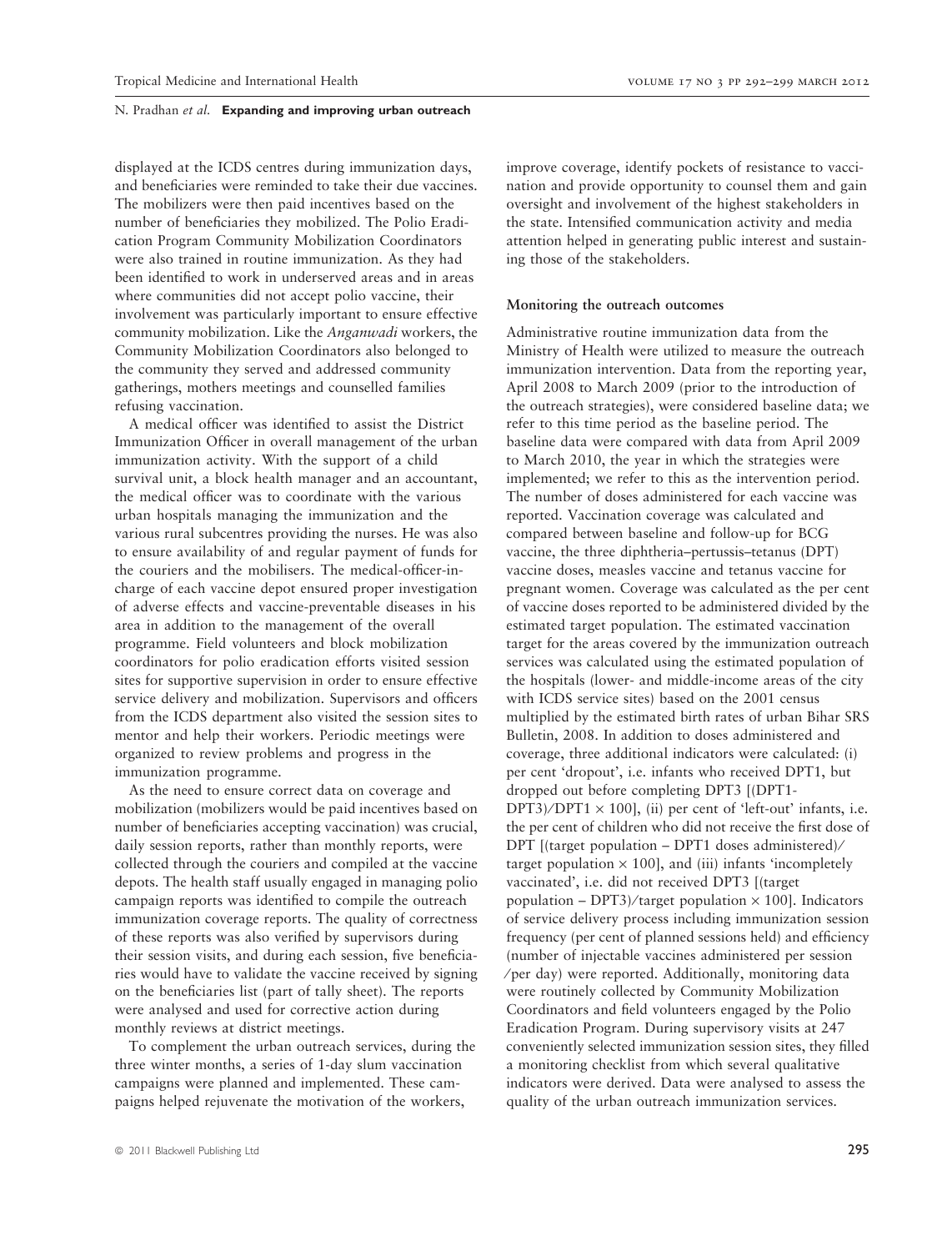displayed at the ICDS centres during immunization days, and beneficiaries were reminded to take their due vaccines. The mobilizers were then paid incentives based on the number of beneficiaries they mobilized. The Polio Eradication Program Community Mobilization Coordinators were also trained in routine immunization. As they had been identified to work in underserved areas and in areas where communities did not accept polio vaccine, their involvement was particularly important to ensure effective community mobilization. Like the *Anganwadi* workers, the Community Mobilization Coordinators also belonged to the community they served and addressed community gatherings, mothers meetings and counselled families refusing vaccination.

A medical officer was identified to assist the District Immunization Officer in overall management of the urban immunization activity. With the support of a child survival unit, a block health manager and an accountant, the medical officer was to coordinate with the various urban hospitals managing the immunization and the various rural subcentres providing the nurses. He was also to ensure availability of and regular payment of funds for the couriers and the mobilisers. The medical-officer-in-charge of each vaccine depot ensured proper investigation of adverse effects and vaccine-preventable diseases in his area in addition to the management of the overall programme. Field volunteers and block mobilization coordinators for polio eradication efforts visited session sites for supportive supervision in order to ensure effective service delivery and mobilization. Supervisors and officers from the ICDS department also visited the session sites to mentor and help their workers. Periodic meetings were organized to review problems and progress in the immunization programme.

As the need to ensure correct data on coverage and mobilization (mobilizers would be paid incentives based on number of beneficiaries accepting vaccination) was crucial, daily session reports, rather than monthly reports, were collected through the couriers and compiled at the vaccine depots. The health staff usually engaged in managing polio campaign reports was identified to compile the outreach immunization coverage reports. The quality of correctness of these reports was also verified by supervisors during their session visits, and during each session, five beneficiaries would have to validate the vaccine received by signing on the beneficiaries list (part of tally sheet). The reports were analysed and used for corrective action during monthly reviews at district meetings.

To complement the urban outreach services, during the three winter months, a series of 1-day slum vaccination campaigns were planned and implemented. These campaigns helped rejuvenate the motivation of the workers, improve coverage, identify pockets of resistance to vaccination and provide opportunity to counsel them and gain oversight and involvement of the highest stakeholders in the state. Intensified communication activity and media attention helped in generating public interest and sustaining those of the stakeholders.

### Monitoring the outreach outcomes

Administrative routine immunization data from the Ministry of Health were utilized to measure the outreach immunization intervention. Data from the reporting year, April 2008 to March 2009 (prior to the introduction of the outreach strategies), were considered baseline data; we refer to this time period as the baseline period. The baseline data were compared with data from April 2009 to March 2010, the year in which the strategies were implemented; we refer to this as the intervention period. The number of doses administered for each vaccine was reported. Vaccination coverage was calculated and compared between baseline and follow-up for BCG vaccine, the three diphtheria–pertussis–tetanus (DPT) vaccine doses, measles vaccine and tetanus vaccine for pregnant women. Coverage was calculated as the per cent of vaccine doses reported to be administered divided by the estimated target population. The estimated vaccination target for the areas covered by the immunization outreach services was calculated using the estimated population of the hospitals (lower- and middle-income areas of the city with ICDS service sites) based on the 2001 census multiplied by the estimated birth rates of urban Bihar SRS Bulletin, 2008. In addition to doses administered and coverage, three additional indicators were calculated: (i) per cent 'dropout', i.e. infants who received DPT1, but dropped out before completing DPT3 [(DPT1-DPT3)/DPT1 × 100], (ii) per cent of 'left-out' infants, i.e. the per cent of children who did not receive the first dose of DPT [(target population – DPT1 doses administered)/target population × 100], and (iii) infants 'incompletely vaccinated', i.e. did not received DPT3 [(target population – DPT3)/target population × 100]. Indicators of service delivery process including immunization session frequency (per cent of planned sessions held) and efficiency (number of injectable vaccines administered per session /per day) were reported. Additionally, monitoring data were routinely collected by Community Mobilization Coordinators and field volunteers engaged by the Polio Eradication Program. During supervisory visits at 247 conveniently selected immunization session sites, they filled a monitoring checklist from which several qualitative indicators were derived. Data were analysed to assess the quality of the urban outreach immunization services.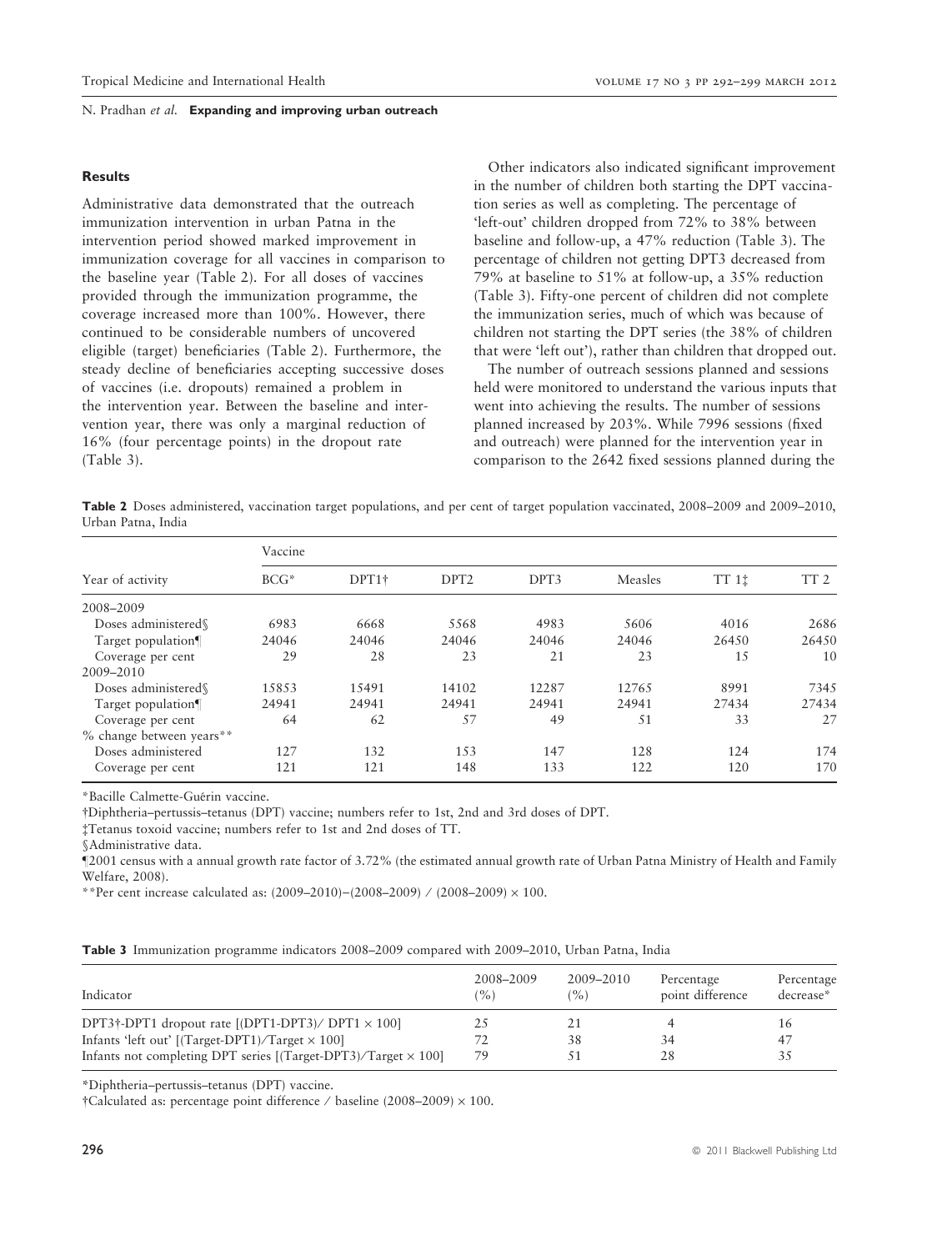### Results

Administrative data demonstrated that the outreach immunization intervention in urban Patna in the intervention period showed marked improvement in immunization coverage for all vaccines in comparison to the baseline year (Table 2). For all doses of vaccines provided through the immunization programme, the coverage increased more than 100%. However, there continued to be considerable numbers of uncovered eligible (target) beneficiaries (Table 2). Furthermore, the steady decline of beneficiaries accepting successive doses of vaccines (i.e. dropouts) remained a problem in the intervention year. Between the baseline and intervention year, there was only a marginal reduction of 16% (four percentage points) in the dropout rate (Table 3).

Other indicators also indicated significant improvement in the number of children both starting the DPT vaccination series as well as completing. The percentage of 'left-out' children dropped from 72% to 38% between baseline and follow-up, a 47% reduction (Table 3). The percentage of children not getting DPT3 decreased from 79% at baseline to 51% at follow-up, a 35% reduction (Table 3). Fifty-one percent of children did not complete the immunization series, much of which was because of children not starting the DPT series (the 38% of children that were 'left out'), rather than children that dropped out.

The number of outreach sessions planned and sessions held were monitored to understand the various inputs that went into achieving the results. The number of sessions planned increased by 203%. While 7996 sessions (fixed and outreach) were planned for the intervention year in comparison to the 2642 fixed sessions planned during the

**Table 2** Doses administered, vaccination target populations, and per cent of target population vaccinated, 2008–2009 and 2009–2010, Urban Patna, India

| Year of activity | Vaccine | | | | | | |
|---|---|---|---|---|---|---|---|
| | BCG* | DPT1† | DPT2 | DPT3 | Measles | TT 1‡ | TT 2 |
| 2008–2009 | | | | | | | |
| Doses administered§ | 6983 | 6668 | 5568 | 4983 | 5606 | 4016 | 2686 |
| Target population¶ | 24046 | 24046 | 24046 | 24046 | 24046 | 26450 | 26450 |
| Coverage per cent | 29 | 28 | 23 | 21 | 23 | 15 | 10 |
| 2009–2010 | | | | | | | |
| Doses administered§ | 15853 | 15491 | 14102 | 12287 | 12765 | 8991 | 7345 |
| Target population¶ | 24941 | 24941 | 24941 | 24941 | 24941 | 27434 | 27434 |
| Coverage per cent | 64 | 62 | 57 | 49 | 51 | 33 | 27 |
| % change between years** | | | | | | | |
| Doses administered | 127 | 132 | 153 | 147 | 128 | 124 | 174 |
| Coverage per cent | 121 | 121 | 148 | 133 | 122 | 120 | 170 |

*Bacille Calmette-Guérin vaccine.

†Diphtheria–pertussis–tetanus (DPT) vaccine; numbers refer to 1st, 2nd and 3rd doses of DPT.

‡Tetanus toxoid vaccine; numbers refer to 1st and 2nd doses of TT.

§Administrative data.

¶2001 census with a annual growth rate factor of 3.72% (the estimated annual growth rate of Urban Patna Ministry of Health and Family Welfare, 2008).

**Per cent increase calculated as: (2009–2010)−(2008–2009) / (2008–2009) × 100.

**Table 3** Immunization programme indicators 2008–2009 compared with 2009–2010, Urban Patna, India

| Indicator | 2008–2009 (%) | 2009–2010 (%) | Percentage point difference | Percentage decrease* |
|---|---|---|---|---|
| DPT3†-DPT1 dropout rate [(DPT1-DPT3)/ DPT1 × 100] | 25 | 21 | 4 | 16 |
| Infants 'left out' [(Target-DPT1)/Target × 100] | 72 | 38 | 34 | 47 |
| Infants not completing DPT series [(Target-DPT3)/Target × 100] | 79 | 51 | 28 | 35 |

*Diphtheria–pertussis–tetanus (DPT) vaccine.

†Calculated as: percentage point difference / baseline (2008–2009) × 100.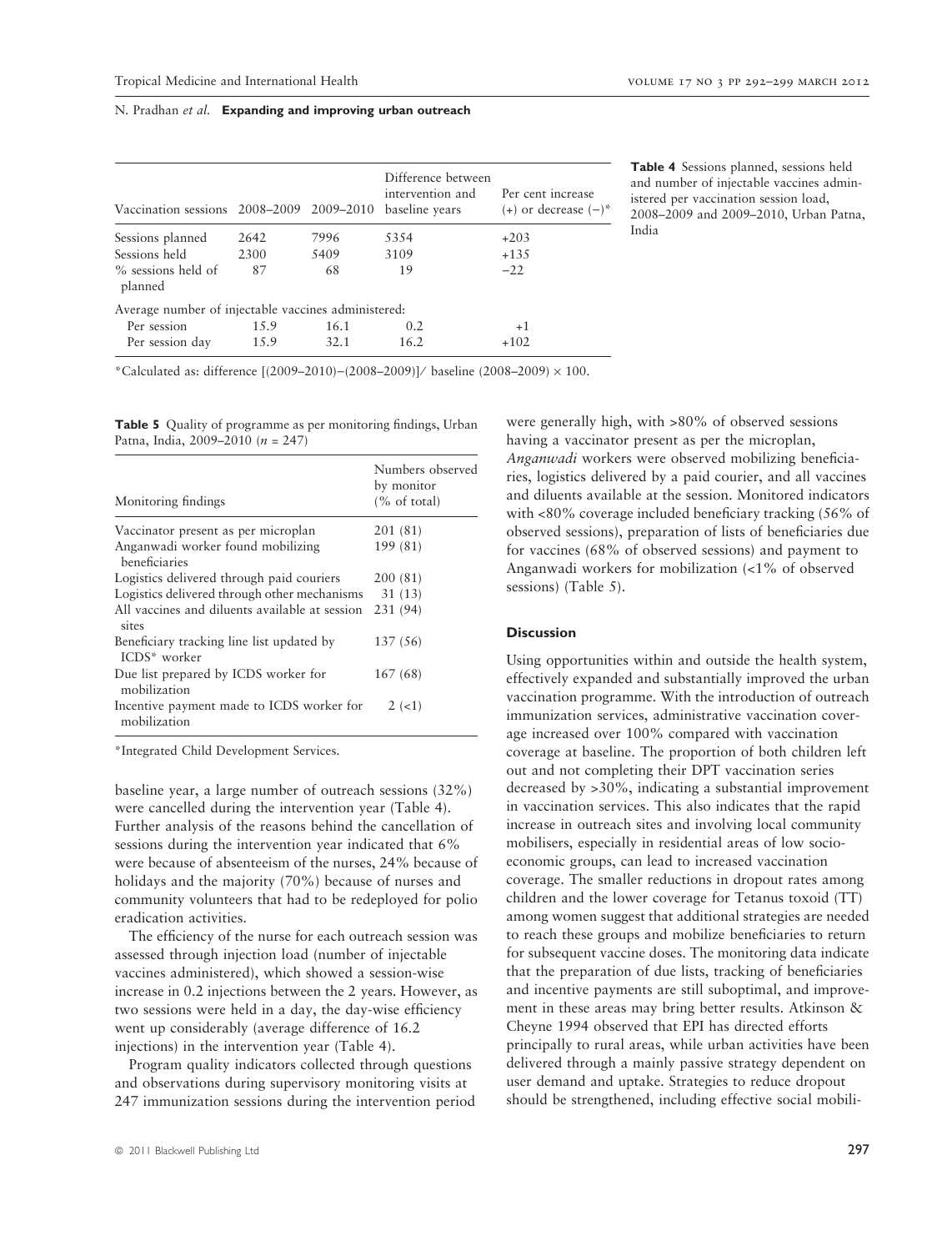**Table 4** Sessions planned, sessions held and number of injectable vaccines administered per vaccination session load, 2008–2009 and 2009–2010, Urban Patna, India

| Vaccination sessions | 2008–2009 | 2009–2010 | Difference between intervention and baseline years | Per cent increase (+) or decrease (−)* |
|---|---|---|---|---|
| Sessions planned | 2642 | 7996 | 5354 | +203 |
| Sessions held | 2300 | 5409 | 3109 | +135 |
| % sessions held of planned | 87 | 68 | 19 | −22 |
| Average number of injectable vaccines administered: | | | | |
| Per session | 15.9 | 16.1 | 0.2 | +1 |
| Per session day | 15.9 | 32.1 | 16.2 | +102 |

*Calculated as: difference [(2009–2010)−(2008–2009)]/ baseline (2008–2009) × 100.

**Table 5** Quality of programme as per monitoring findings, Urban Patna, India, 2009–2010 ($n$ = 247)

| Monitoring findings | Numbers observed by monitor (% of total) |
|---|---|
| Vaccinator present as per microplan | 201 (81) |
| Anganwadi worker found mobilizing beneficiaries | 199 (81) |
| Logistics delivered through paid couriers | 200 (81) |
| Logistics delivered through other mechanisms | 31 (13) |
| All vaccines and diluents available at session sites | 231 (94) |
| Beneficiary tracking line list updated by ICDS* worker | 137 (56) |
| Due list prepared by ICDS worker for mobilization | 167 (68) |
| Incentive payment made to ICDS worker for mobilization | 2 (<1) |

*Integrated Child Development Services.

baseline year, a large number of outreach sessions (32%) were cancelled during the intervention year (Table 4). Further analysis of the reasons behind the cancellation of sessions during the intervention year indicated that 6% were because of absenteeism of the nurses, 24% because of holidays and the majority (70%) because of nurses and community volunteers that had to be redeployed for polio eradication activities.

The efficiency of the nurse for each outreach session was assessed through injection load (number of injectable vaccines administered), which showed a session-wise increase in 0.2 injections between the 2 years. However, as two sessions were held in a day, the day-wise efficiency went up considerably (average difference of 16.2 injections) in the intervention year (Table 4).

Program quality indicators collected through questions and observations during supervisory monitoring visits at 247 immunization sessions during the intervention period were generally high, with >80% of observed sessions having a vaccinator present as per the microplan, *Anganwadi* workers were observed mobilizing beneficiaries, logistics delivered by a paid courier, and all vaccines and diluents available at the session. Monitored indicators with <80% coverage included beneficiary tracking (56% of observed sessions), preparation of lists of beneficiaries due for vaccines (68% of observed sessions) and payment to Anganwadi workers for mobilization (<1% of observed sessions) (Table 5).

## Discussion

Using opportunities within and outside the health system, effectively expanded and substantially improved the urban vaccination programme. With the introduction of outreach immunization services, administrative vaccination coverage increased over 100% compared with vaccination coverage at baseline. The proportion of both children left out and not completing their DPT vaccination series decreased by >30%, indicating a substantial improvement in vaccination services. This also indicates that the rapid increase in outreach sites and involving local community mobilisers, especially in residential areas of low socio-economic groups, can lead to increased vaccination coverage. The smaller reductions in dropout rates among children and the lower coverage for Tetanus toxoid (TT) among women suggest that additional strategies are needed to reach these groups and mobilize beneficiaries to return for subsequent vaccine doses. The monitoring data indicate that the preparation of due lists, tracking of beneficiaries and incentive payments are still suboptimal, and improvement in these areas may bring better results. Atkinson & Cheyne 1994 observed that EPI has directed efforts principally to rural areas, while urban activities have been delivered through a mainly passive strategy dependent on user demand and uptake. Strategies to reduce dropout should be strengthened, including effective social mobili-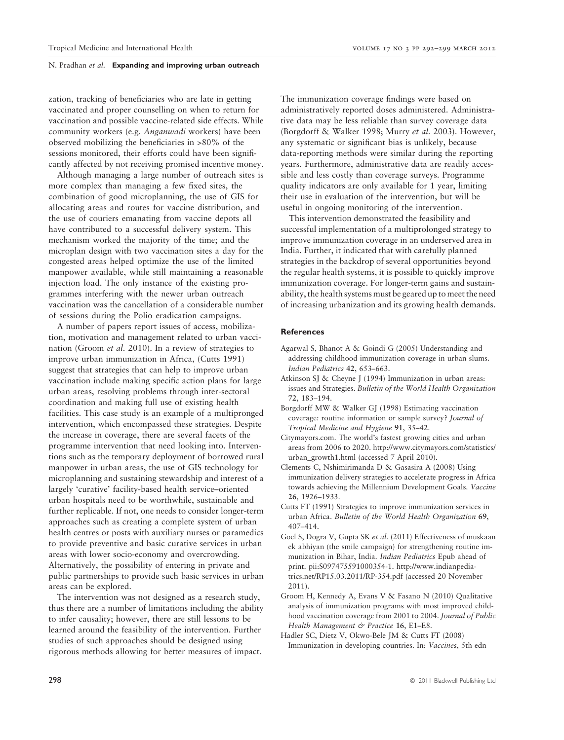zation, tracking of beneficiaries who are late in getting vaccinated and proper counselling on when to return for vaccination and possible vaccine-related side effects. While community workers (e.g. *Anganwadi* workers) have been observed mobilizing the beneficiaries in >80% of the sessions monitored, their efforts could have been significantly affected by not receiving promised incentive money.

Although managing a large number of outreach sites is more complex than managing a few fixed sites, the combination of good microplanning, the use of GIS for allocating areas and routes for vaccine distribution, and the use of couriers emanating from vaccine depots all have contributed to a successful delivery system. This mechanism worked the majority of the time; and the microplan design with two vaccination sites a day for the congested areas helped optimize the use of the limited manpower available, while still maintaining a reasonable injection load. The only instance of the existing programmes interfering with the newer urban outreach vaccination was the cancellation of a considerable number of sessions during the Polio eradication campaigns.

A number of papers report issues of access, mobilization, motivation and management related to urban vaccination (Groom *et al.* 2010). In a review of strategies to improve urban immunization in Africa, (Cutts 1991) suggest that strategies that can help to improve urban vaccination include making specific action plans for large urban areas, resolving problems through inter-sectoral coordination and making full use of existing health facilities. This case study is an example of a multipronged intervention, which encompassed these strategies. Despite the increase in coverage, there are several facets of the programme intervention that need looking into. Interventions such as the temporary deployment of borrowed rural manpower in urban areas, the use of GIS technology for microplanning and sustaining stewardship and interest of a largely 'curative' facility-based health service–oriented urban hospitals need to be worthwhile, sustainable and further replicable. If not, one needs to consider longer-term approaches such as creating a complete system of urban health centres or posts with auxiliary nurses or paramedics to provide preventive and basic curative services in urban areas with lower socio-economy and overcrowding. Alternatively, the possibility of entering in private and public partnerships to provide such basic services in urban areas can be explored.

The intervention was not designed as a research study, thus there are a number of limitations including the ability to infer causality; however, there are still lessons to be learned around the feasibility of the intervention. Further studies of such approaches should be designed using rigorous methods allowing for better measures of impact. The immunization coverage findings were based on administratively reported doses administered. Administrative data may be less reliable than survey coverage data (Borgdorff & Walker 1998; Murry *et al.* 2003). However, any systematic or significant bias is unlikely, because data-reporting methods were similar during the reporting years. Furthermore, administrative data are readily accessible and less costly than coverage surveys. Programme quality indicators are only available for 1 year, limiting their use in evaluation of the intervention, but will be useful in ongoing monitoring of the intervention.

This intervention demonstrated the feasibility and successful implementation of a multiprolonged strategy to improve immunization coverage in an underserved area in India. Further, it indicated that with carefully planned strategies in the backdrop of several opportunities beyond the regular health systems, it is possible to quickly improve immunization coverage. For longer-term gains and sustainability, the health systems must be geared up to meet the need of increasing urbanization and its growing health demands.

## References

Agarwal S, Bhanot A & Goindi G (2005) Understanding and addressing childhood immunization coverage in urban slums. *Indian Pediatrics* **42**, 653–663.

Atkinson SJ & Cheyne J (1994) Immunization in urban areas: issues and Strategies. *Bulletin of the World Health Organization* **72**, 183–194.

Borgdorff MW & Walker GJ (1998) Estimating vaccination coverage: routine information or sample survey? *Journal of Tropical Medicine and Hygiene* **91**, 35–42.

Citymayors.com. The world's fastest growing cities and urban areas from 2006 to 2020. http://www.citymayors.com/statistics/urban_growth1.html (accessed 7 April 2010).

Clements C, Nshimirimanda D & Gasasira A (2008) Using immunization delivery strategies to accelerate progress in Africa towards achieving the Millennium Development Goals. *Vaccine* **26**, 1926–1933.

Cutts FT (1991) Strategies to improve immunization services in urban Africa. *Bulletin of the World Health Organization* **69**, 407–414.

Goel S, Dogra V, Gupta SK *et al.* (2011) Effectiveness of muskaan ek abhiyan (the smile campaign) for strengthening routine immunization in Bihar, India. *Indian Pediatrics* Epub ahead of print. pii:S097475591000354-1. http://www.indianpediatrics.net/RP15.03.2011/RP-354.pdf (accessed 20 November 2011).

Groom H, Kennedy A, Evans V & Fasano N (2010) Qualitative analysis of immunization programs with most improved childhood vaccination coverage from 2001 to 2004. *Journal of Public Health Management & Practice* **16**, E1–E8.

Hadler SC, Dietz V, Okwo-Bele JM & Cutts FT (2008) Immunization in developing countries. In: *Vaccines*, 5th edn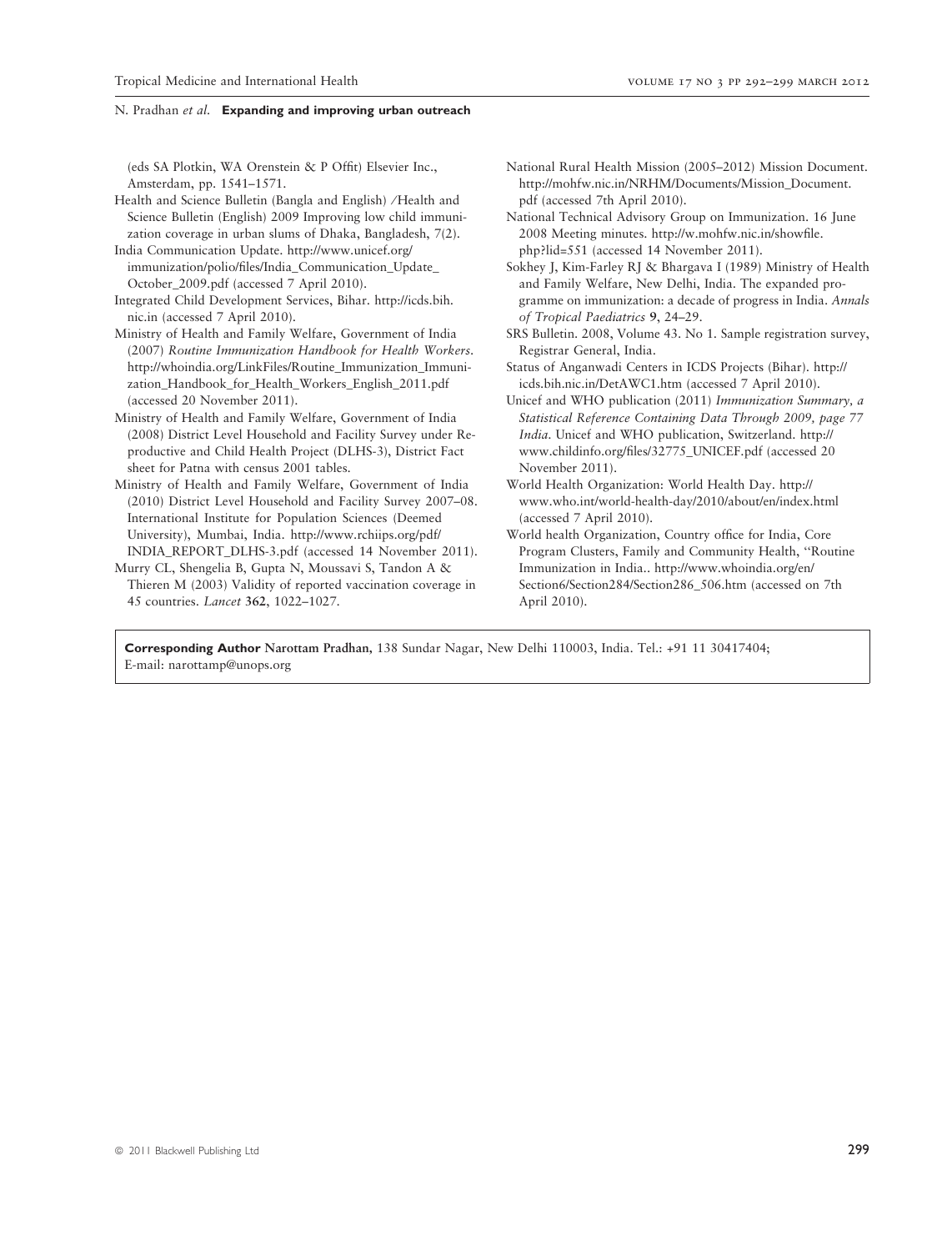(eds SA Plotkin, WA Orenstein & P Offit) Elsevier Inc., Amsterdam, pp. 1541–1571.

Health and Science Bulletin (Bangla and English) /Health and Science Bulletin (English) 2009 Improving low child immunization coverage in urban slums of Dhaka, Bangladesh, 7(2).

India Communication Update. http://www.unicef.org/immunization/polio/files/India_Communication_Update_October_2009.pdf (accessed 7 April 2010).

Integrated Child Development Services, Bihar. http://icds.bih.nic.in (accessed 7 April 2010).

Ministry of Health and Family Welfare, Government of India (2007) *Routine Immunization Handbook for Health Workers*. http://whoindia.org/LinkFiles/Routine_Immunization_Immunization_Handbook_for_Health_Workers_English_2011.pdf (accessed 20 November 2011).

Ministry of Health and Family Welfare, Government of India (2008) District Level Household and Facility Survey under Reproductive and Child Health Project (DLHS-3), District Fact sheet for Patna with census 2001 tables.

Ministry of Health and Family Welfare, Government of India (2010) District Level Household and Facility Survey 2007–08. International Institute for Population Sciences (Deemed University), Mumbai, India. http://www.rchiips.org/pdf/INDIA_REPORT_DLHS-3.pdf (accessed 14 November 2011).

Murry CL, Shengelia B, Gupta N, Moussavi S, Tandon A & Thieren M (2003) Validity of reported vaccination coverage in 45 countries. *Lancet* **362**, 1022–1027.

National Rural Health Mission (2005–2012) Mission Document. http://mohfw.nic.in/NRHM/Documents/Mission_Document.pdf (accessed 7th April 2010).

National Technical Advisory Group on Immunization. 16 June 2008 Meeting minutes. http://w.mohfw.nic.in/showfile.php?lid=551 (accessed 14 November 2011).

Sokhey J, Kim-Farley RJ & Bhargava I (1989) Ministry of Health and Family Welfare, New Delhi, India. The expanded programme on immunization: a decade of progress in India. *Annals of Tropical Paediatrics* **9**, 24–29.

SRS Bulletin. 2008, Volume 43. No 1. Sample registration survey, Registrar General, India.

Status of Anganwadi Centers in ICDS Projects (Bihar). http://icds.bih.nic.in/DetAWC1.htm (accessed 7 April 2010).

Unicef and WHO publication (2011) *Immunization Summary, a Statistical Reference Containing Data Through 2009, page 77 India*. Unicef and WHO publication, Switzerland. http://www.childinfo.org/files/32775_UNICEF.pdf (accessed 20 November 2011).

World Health Organization: World Health Day. http://www.who.int/world-health-day/2010/about/en/index.html (accessed 7 April 2010).

World health Organization, Country office for India, Core Program Clusters, Family and Community Health, "Routine Immunization in India.. http://www.whoindia.org/en/Section6/Section284/Section286_506.htm (accessed on 7th April 2010).

**Corresponding Author** Narottam Pradhan, 138 Sundar Nagar, New Delhi 110003, India. Tel.: +91 11 30417404; E-mail: narottamp@unops.org